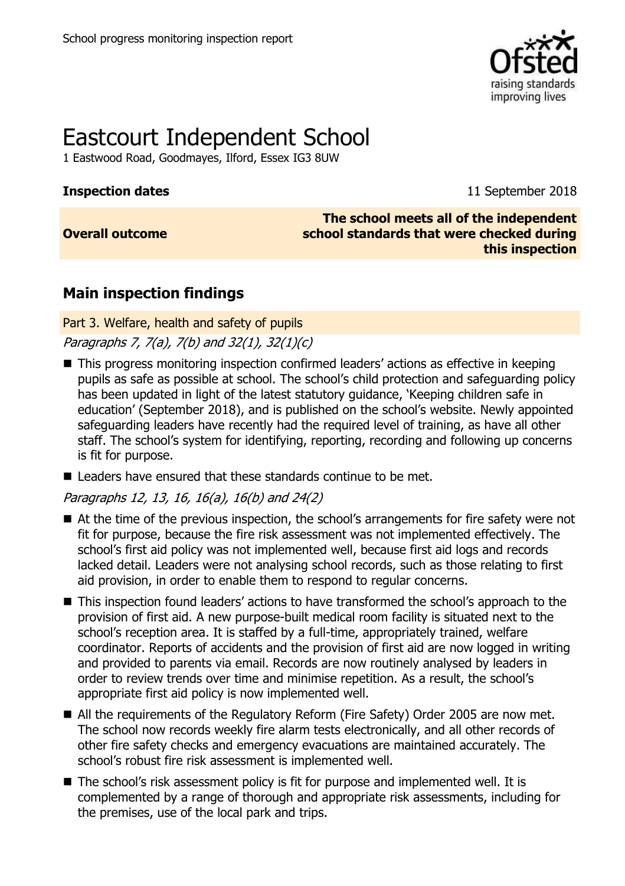School progress monitoring inspection report

# Eastcourt Independent School

1 Eastwood Road, Goodmayes, Ilford, Essex IG3 8UW

| | |
|---|---|
| **Inspection dates** | 11 September 2018 |
| **Overall outcome** | **The school meets all of the independent school standards that were checked during this inspection** |

## Main inspection findings

### Part 3. Welfare, health and safety of pupils

*Paragraphs 7, 7(a), 7(b) and 32(1), 32(1)(c)*

- This progress monitoring inspection confirmed leaders' actions as effective in keeping pupils as safe as possible at school. The school's child protection and safeguarding policy has been updated in light of the latest statutory guidance, 'Keeping children safe in education' (September 2018), and is published on the school's website. Newly appointed safeguarding leaders have recently had the required level of training, as have all other staff. The school's system for identifying, reporting, recording and following up concerns is fit for purpose.
- Leaders have ensured that these standards continue to be met.

*Paragraphs 12, 13, 16, 16(a), 16(b) and 24(2)*

- At the time of the previous inspection, the school's arrangements for fire safety were not fit for purpose, because the fire risk assessment was not implemented effectively. The school's first aid policy was not implemented well, because first aid logs and records lacked detail. Leaders were not analysing school records, such as those relating to first aid provision, in order to enable them to respond to regular concerns.
- This inspection found leaders' actions to have transformed the school's approach to the provision of first aid. A new purpose-built medical room facility is situated next to the school's reception area. It is staffed by a full-time, appropriately trained, welfare coordinator. Reports of accidents and the provision of first aid are now logged in writing and provided to parents via email. Records are now routinely analysed by leaders in order to review trends over time and minimise repetition. As a result, the school's appropriate first aid policy is now implemented well.
- All the requirements of the Regulatory Reform (Fire Safety) Order 2005 are now met. The school now records weekly fire alarm tests electronically, and all other records of other fire safety checks and emergency evacuations are maintained accurately. The school's robust fire risk assessment is implemented well.
- The school's risk assessment policy is fit for purpose and implemented well. It is complemented by a range of thorough and appropriate risk assessments, including for the premises, use of the local park and trips.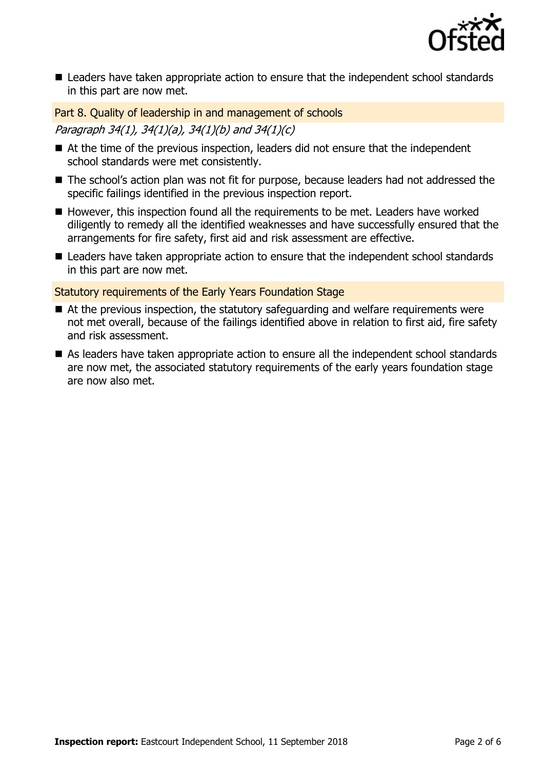- Leaders have taken appropriate action to ensure that the independent school standards in this part are now met.

### Part 8. Quality of leadership in and management of schools

*Paragraph 34(1), 34(1)(a), 34(1)(b) and 34(1)(c)*

- At the time of the previous inspection, leaders did not ensure that the independent school standards were met consistently.
- The school's action plan was not fit for purpose, because leaders had not addressed the specific failings identified in the previous inspection report.
- However, this inspection found all the requirements to be met. Leaders have worked diligently to remedy all the identified weaknesses and have successfully ensured that the arrangements for fire safety, first aid and risk assessment are effective.
- Leaders have taken appropriate action to ensure that the independent school standards in this part are now met.

### Statutory requirements of the Early Years Foundation Stage

- At the previous inspection, the statutory safeguarding and welfare requirements were not met overall, because of the failings identified above in relation to first aid, fire safety and risk assessment.
- As leaders have taken appropriate action to ensure all the independent school standards are now met, the associated statutory requirements of the early years foundation stage are now also met.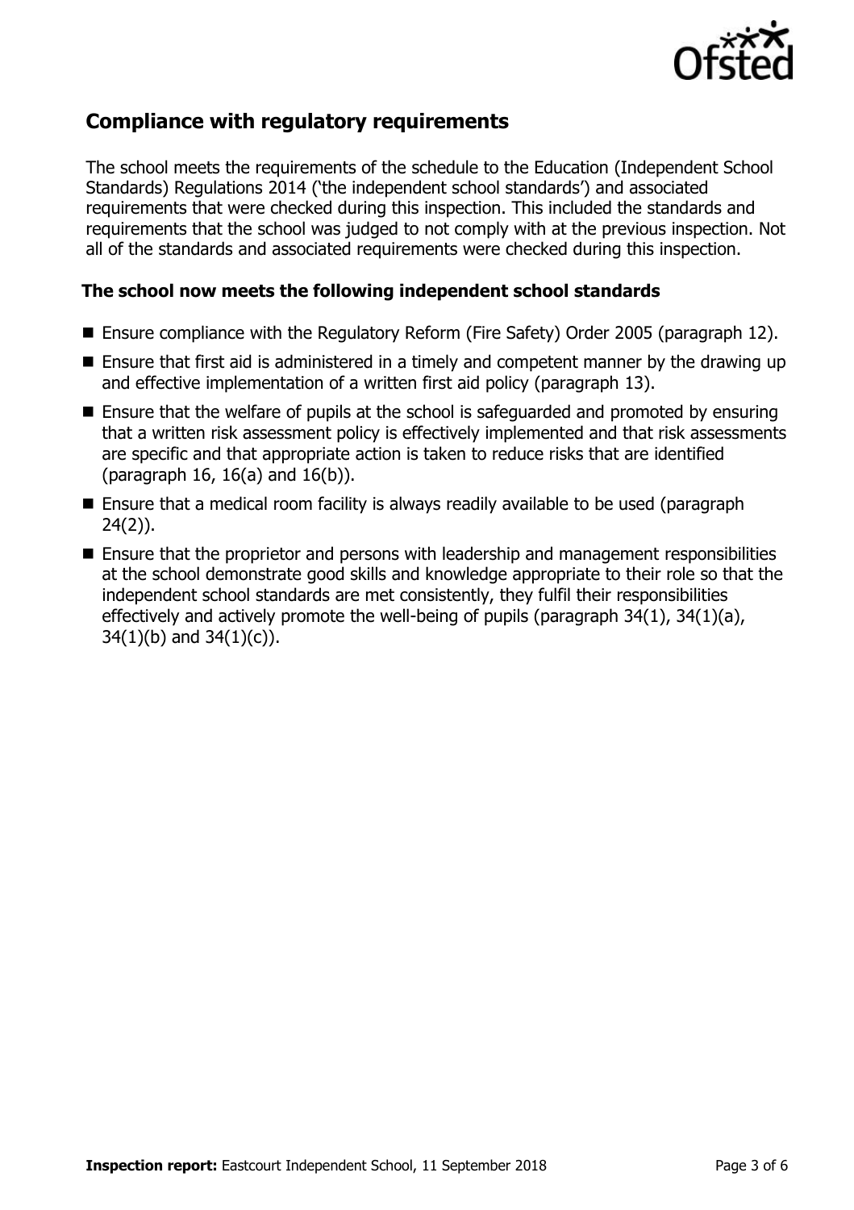## Compliance with regulatory requirements

The school meets the requirements of the schedule to the Education (Independent School Standards) Regulations 2014 ('the independent school standards') and associated requirements that were checked during this inspection. This included the standards and requirements that the school was judged to not comply with at the previous inspection. Not all of the standards and associated requirements were checked during this inspection.

### The school now meets the following independent school standards

- Ensure compliance with the Regulatory Reform (Fire Safety) Order 2005 (paragraph 12).
- Ensure that first aid is administered in a timely and competent manner by the drawing up and effective implementation of a written first aid policy (paragraph 13).
- Ensure that the welfare of pupils at the school is safeguarded and promoted by ensuring that a written risk assessment policy is effectively implemented and that risk assessments are specific and that appropriate action is taken to reduce risks that are identified (paragraph 16, 16(a) and 16(b)).
- Ensure that a medical room facility is always readily available to be used (paragraph 24(2)).
- Ensure that the proprietor and persons with leadership and management responsibilities at the school demonstrate good skills and knowledge appropriate to their role so that the independent school standards are met consistently, they fulfil their responsibilities effectively and actively promote the well-being of pupils (paragraph 34(1), 34(1)(a), 34(1)(b) and 34(1)(c)).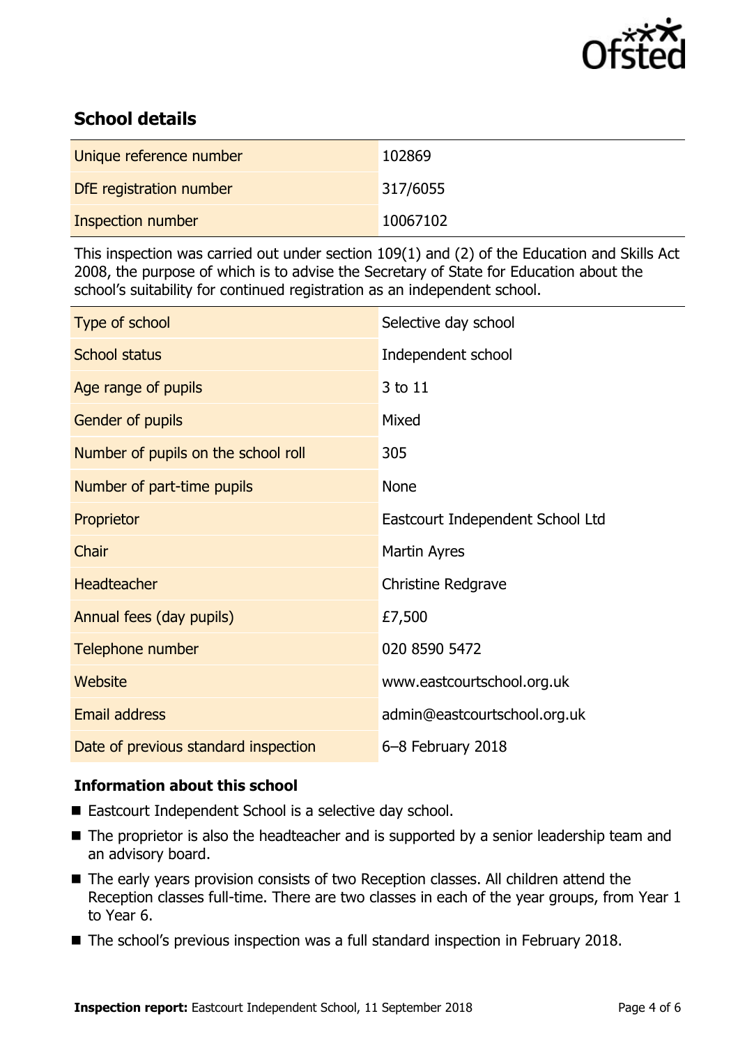## School details

| | |
|---|---|
| Unique reference number | 102869 |
| DfE registration number | 317/6055 |
| Inspection number | 10067102 |

This inspection was carried out under section 109(1) and (2) of the Education and Skills Act 2008, the purpose of which is to advise the Secretary of State for Education about the school's suitability for continued registration as an independent school.

| | |
|---|---|
| Type of school | Selective day school |
| School status | Independent school |
| Age range of pupils | 3 to 11 |
| Gender of pupils | Mixed |
| Number of pupils on the school roll | 305 |
| Number of part-time pupils | None |
| Proprietor | Eastcourt Independent School Ltd |
| Chair | Martin Ayres |
| Headteacher | Christine Redgrave |
| Annual fees (day pupils) | £7,500 |
| Telephone number | 020 8590 5472 |
| Website | www.eastcourtschool.org.uk |
| Email address | admin@eastcourtschool.org.uk |
| Date of previous standard inspection | 6–8 February 2018 |

### Information about this school

- Eastcourt Independent School is a selective day school.
- The proprietor is also the headteacher and is supported by a senior leadership team and an advisory board.
- The early years provision consists of two Reception classes. All children attend the Reception classes full-time. There are two classes in each of the year groups, from Year 1 to Year 6.
- The school's previous inspection was a full standard inspection in February 2018.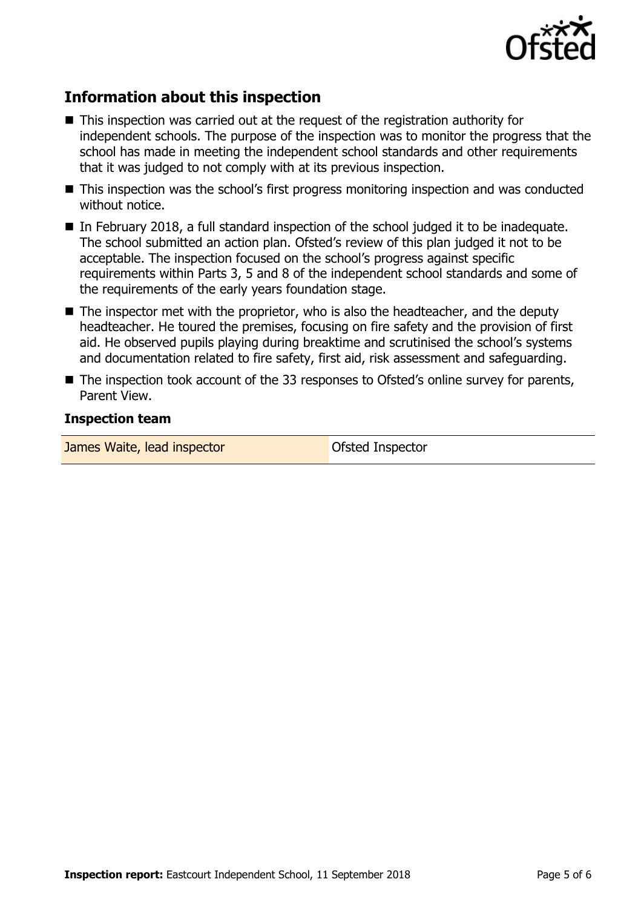## Information about this inspection

- This inspection was carried out at the request of the registration authority for independent schools. The purpose of the inspection was to monitor the progress that the school has made in meeting the independent school standards and other requirements that it was judged to not comply with at its previous inspection.
- This inspection was the school's first progress monitoring inspection and was conducted without notice.
- In February 2018, a full standard inspection of the school judged it to be inadequate. The school submitted an action plan. Ofsted's review of this plan judged it not to be acceptable. The inspection focused on the school's progress against specific requirements within Parts 3, 5 and 8 of the independent school standards and some of the requirements of the early years foundation stage.
- The inspector met with the proprietor, who is also the headteacher, and the deputy headteacher. He toured the premises, focusing on fire safety and the provision of first aid. He observed pupils playing during breaktime and scrutinised the school's systems and documentation related to fire safety, first aid, risk assessment and safeguarding.
- The inspection took account of the 33 responses to Ofsted's online survey for parents, Parent View.

### Inspection team

| | |
|---|---|
| James Waite, lead inspector | Ofsted Inspector |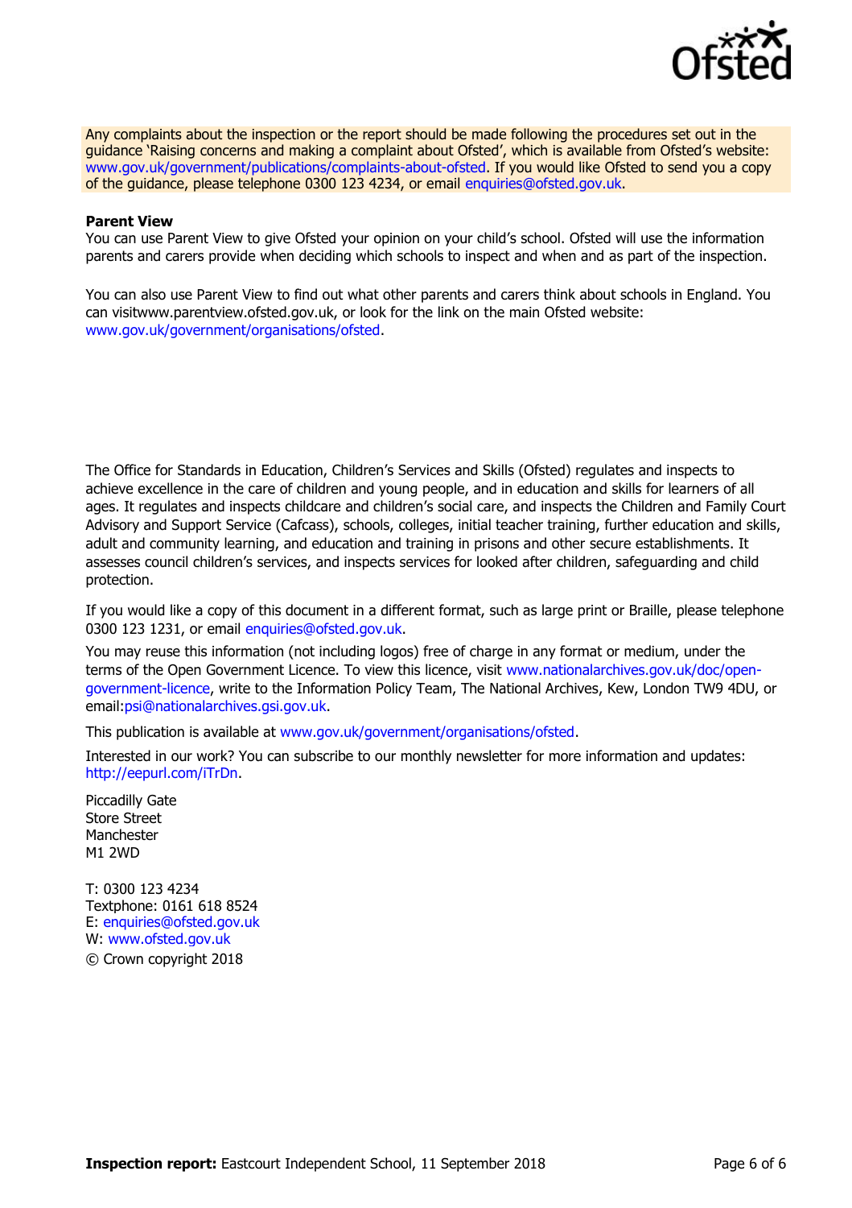Any complaints about the inspection or the report should be made following the procedures set out in the guidance 'Raising concerns and making a complaint about Ofsted', which is available from Ofsted's website: www.gov.uk/government/publications/complaints-about-ofsted. If you would like Ofsted to send you a copy of the guidance, please telephone 0300 123 4234, or email enquiries@ofsted.gov.uk.

**Parent View**

You can use Parent View to give Ofsted your opinion on your child's school. Ofsted will use the information parents and carers provide when deciding which schools to inspect and when and as part of the inspection.

You can also use Parent View to find out what other parents and carers think about schools in England. You can visitwww.parentview.ofsted.gov.uk, or look for the link on the main Ofsted website: www.gov.uk/government/organisations/ofsted.

The Office for Standards in Education, Children's Services and Skills (Ofsted) regulates and inspects to achieve excellence in the care of children and young people, and in education and skills for learners of all ages. It regulates and inspects childcare and children's social care, and inspects the Children and Family Court Advisory and Support Service (Cafcass), schools, colleges, initial teacher training, further education and skills, adult and community learning, and education and training in prisons and other secure establishments. It assesses council children's services, and inspects services for looked after children, safeguarding and child protection.

If you would like a copy of this document in a different format, such as large print or Braille, please telephone 0300 123 1231, or email enquiries@ofsted.gov.uk.

You may reuse this information (not including logos) free of charge in any format or medium, under the terms of the Open Government Licence. To view this licence, visit www.nationalarchives.gov.uk/doc/open-government-licence, write to the Information Policy Team, The National Archives, Kew, London TW9 4DU, or email:psi@nationalarchives.gsi.gov.uk.

This publication is available at www.gov.uk/government/organisations/ofsted.

Interested in our work? You can subscribe to our monthly newsletter for more information and updates: http://eepurl.com/iTrDn.

Piccadilly Gate  
Store Street  
Manchester  
M1 2WD

T: 0300 123 4234  
Textphone: 0161 618 8524  
E: enquiries@ofsted.gov.uk  
W: www.ofsted.gov.uk  
© Crown copyright 2018